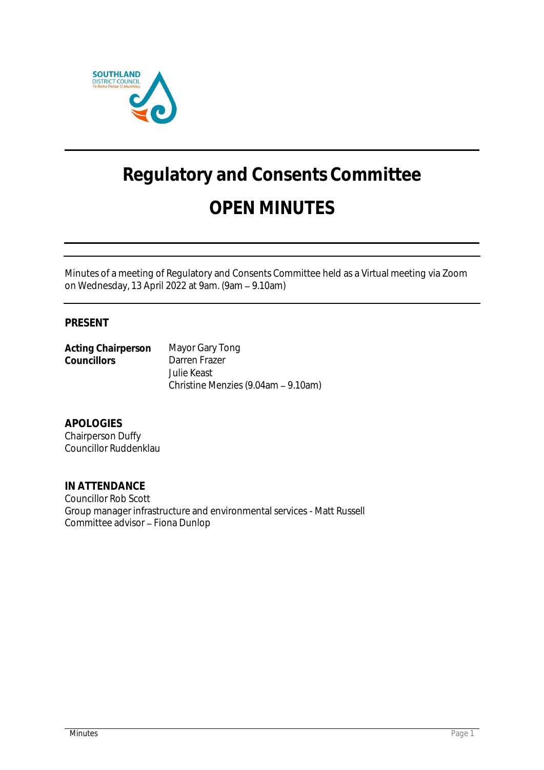# Regulatory and Consents Committee

# OPEN MINUTES

Minutes of a meeting of Regulatory and Consents Committee held as a Virtual meeting via Zoom on Wednesday, 13 April 2022 at 9am. (9am – 9.10am)

## PRESENT

| | |
|---|---|
| **Acting Chairperson** | Mayor Gary Tong |
| **Councillors** | Darren Frazer |
| | Julie Keast |
| | Christine Menzies (9.04am – 9.10am) |

## APOLOGIES

Chairperson Duffy
Councillor Ruddenklau

## IN ATTENDANCE

Councillor Rob Scott
Group manager infrastructure and environmental services - Matt Russell
Committee advisor – Fiona Dunlop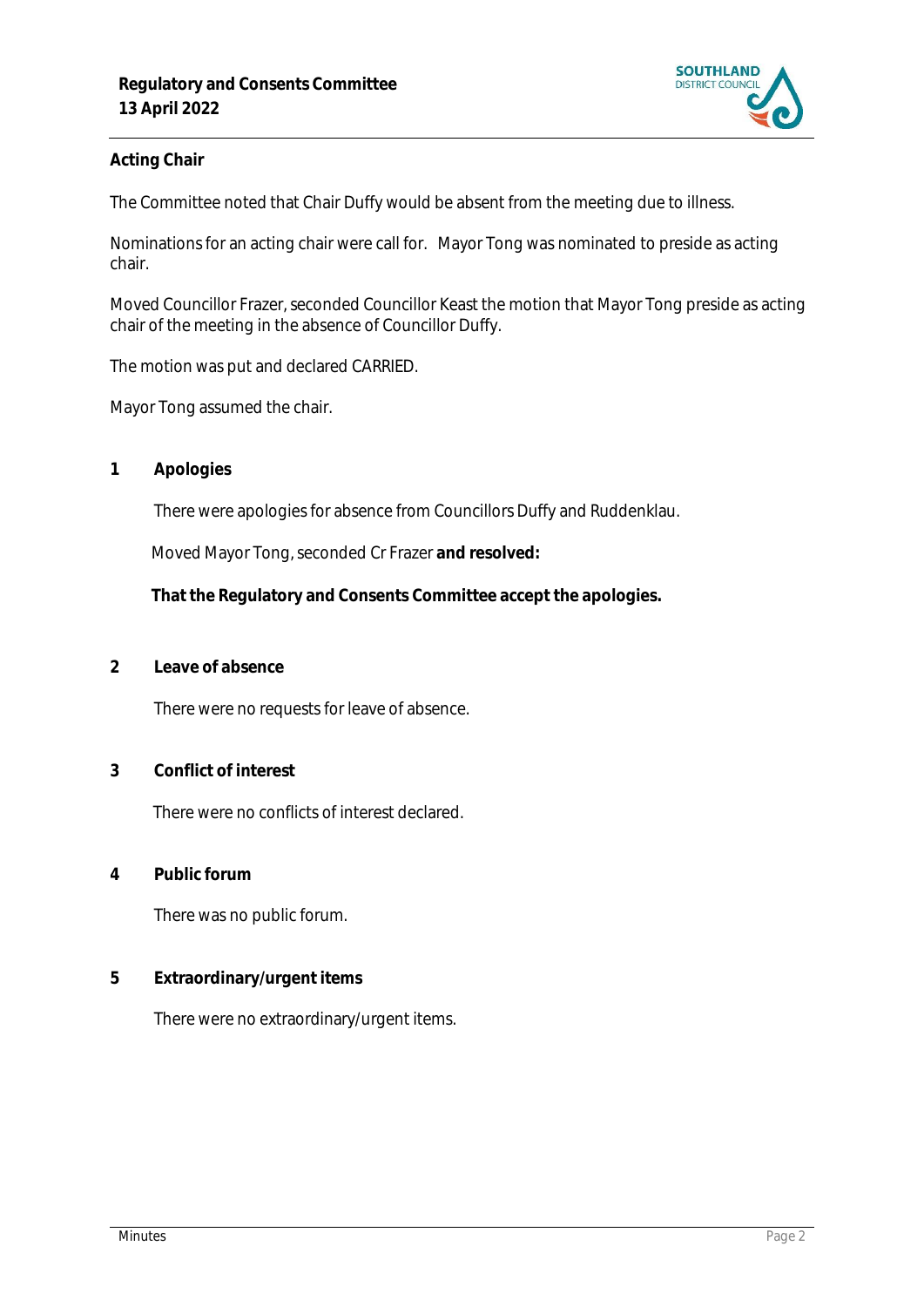**Acting Chair**

The Committee noted that Chair Duffy would be absent from the meeting due to illness.

Nominations for an acting chair were call for. Mayor Tong was nominated to preside as acting chair.

Moved Councillor Frazer, seconded Councillor Keast the motion that Mayor Tong preside as acting chair of the meeting in the absence of Councillor Duffy.

The motion was put and declared CARRIED.

Mayor Tong assumed the chair.

## 1 Apologies

There were apologies for absence from Councillors Duffy and Ruddenklau.

Moved Mayor Tong, seconded Cr Frazer **and resolved:**

**That the Regulatory and Consents Committee accept the apologies.**

## 2 Leave of absence

There were no requests for leave of absence.

## 3 Conflict of interest

There were no conflicts of interest declared.

## 4 Public forum

There was no public forum.

## 5 Extraordinary/urgent items

There were no extraordinary/urgent items.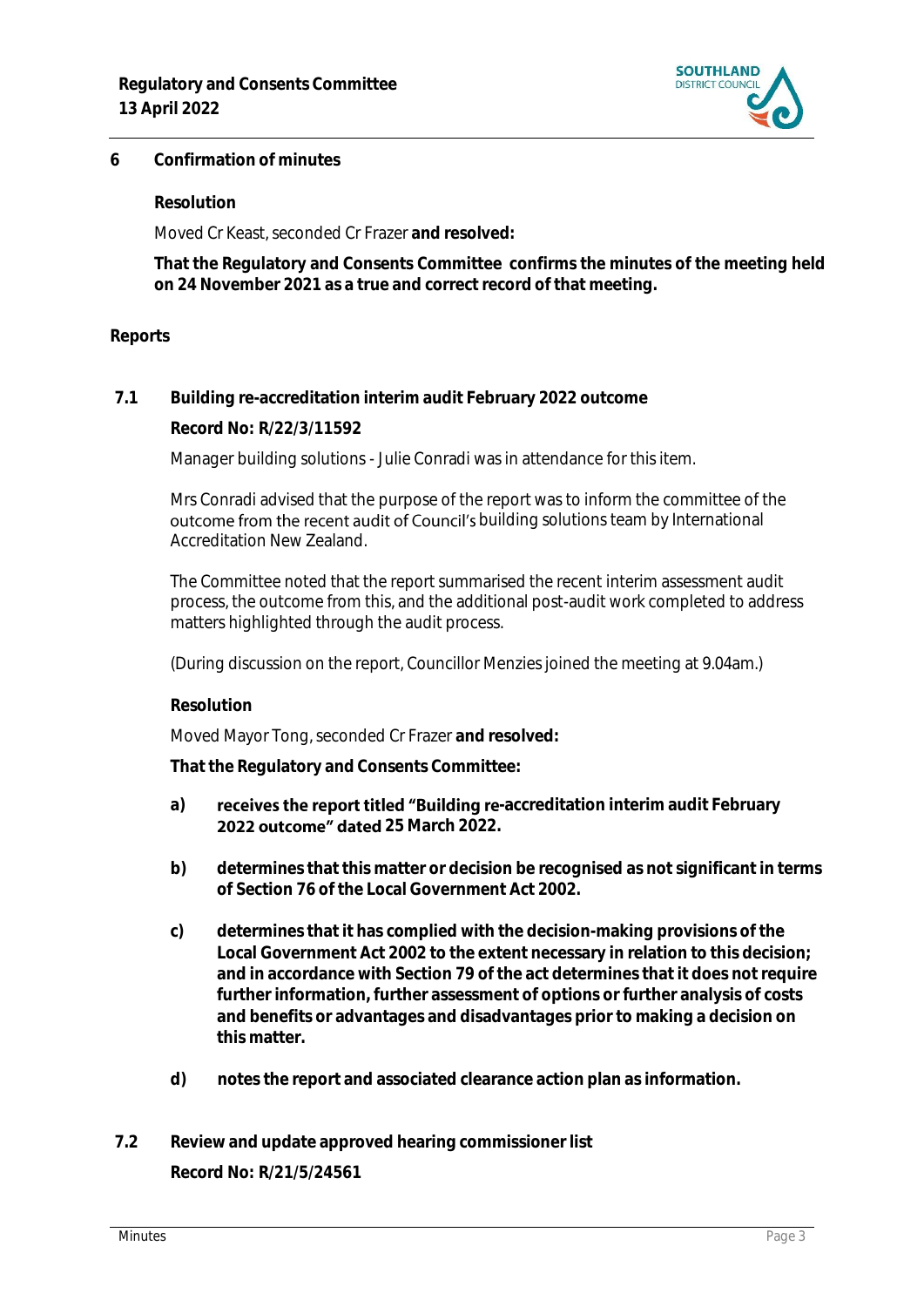## 6 Confirmation of minutes

**Resolution**

Moved Cr Keast, seconded Cr Frazer **and resolved:**

**That the Regulatory and Consents Committee confirms the minutes of the meeting held on 24 November 2021 as a true and correct record of that meeting.**

## Reports

### 7.1 Building re-accreditation interim audit February 2022 outcome

**Record No: R/22/3/11592**

Manager building solutions - Julie Conradi was in attendance for this item.

Mrs Conradi advised that the purpose of the report was to inform the committee of the outcome from the recent audit of Council's building solutions team by International Accreditation New Zealand.

The Committee noted that the report summarised the recent interim assessment audit process, the outcome from this, and the additional post-audit work completed to address matters highlighted through the audit process.

(During discussion on the report, Councillor Menzies joined the meeting at 9.04am.)

**Resolution**

Moved Mayor Tong, seconded Cr Frazer **and resolved:**

**That the Regulatory and Consents Committee:**

a) **receives the report titled "Building re-accreditation interim audit February 2022 outcome" dated 25 March 2022.**

b) **determines that this matter or decision be recognised as not significant in terms of Section 76 of the Local Government Act 2002.**

c) **determines that it has complied with the decision-making provisions of the Local Government Act 2002 to the extent necessary in relation to this decision; and in accordance with Section 79 of the act determines that it does not require further information, further assessment of options or further analysis of costs and benefits or advantages and disadvantages prior to making a decision on this matter.**

d) **notes the report and associated clearance action plan as information.**

### 7.2 Review and update approved hearing commissioner list

**Record No: R/21/5/24561**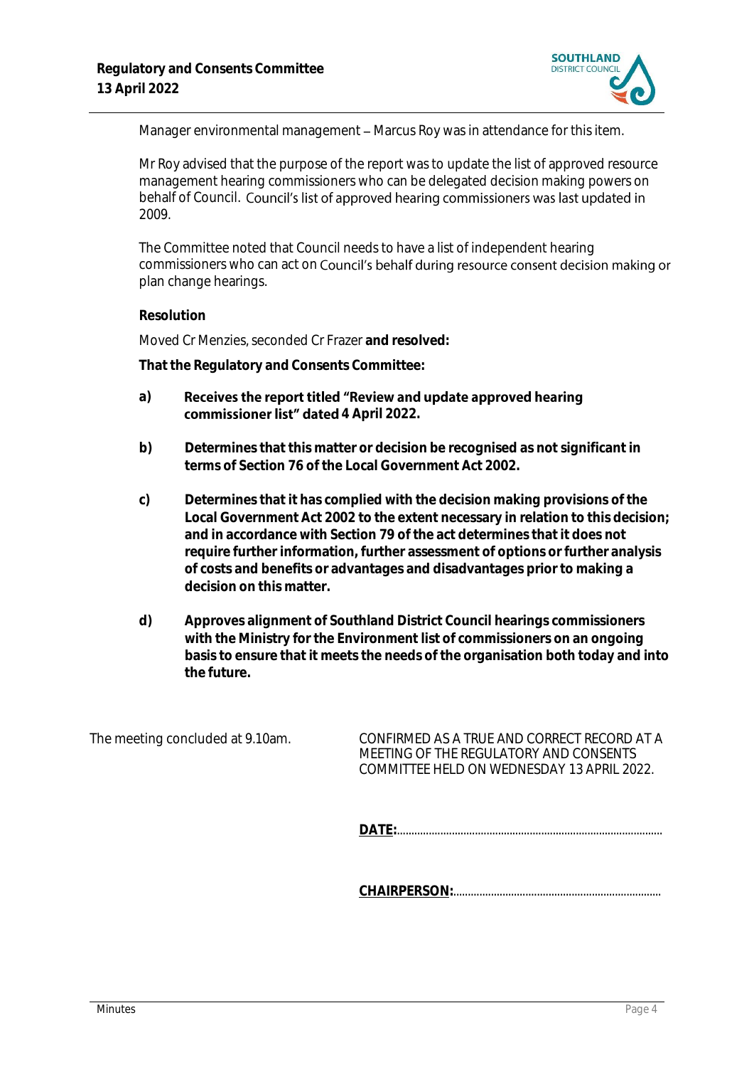Manager environmental management – Marcus Roy was in attendance for this item.

Mr Roy advised that the purpose of the report was to update the list of approved resource management hearing commissioners who can be delegated decision making powers on behalf of Council. Council's list of approved hearing commissioners was last updated in 2009.

The Committee noted that Council needs to have a list of independent hearing commissioners who can act on Council's behalf during resource consent decision making or plan change hearings.

**Resolution**

Moved Cr Menzies, seconded Cr Frazer **and resolved:**

**That the Regulatory and Consents Committee:**

**a)** **Receives the report titled "Review and update approved hearing commissioner list" dated 4 April 2022.**

**b)** **Determines that this matter or decision be recognised as not significant in terms of Section 76 of the Local Government Act 2002.**

**c)** **Determines that it has complied with the decision making provisions of the Local Government Act 2002 to the extent necessary in relation to this decision; and in accordance with Section 79 of the act determines that it does not require further information, further assessment of options or further analysis of costs and benefits or advantages and disadvantages prior to making a decision on this matter.**

**d)** **Approves alignment of Southland District Council hearings commissioners with the Ministry for the Environment list of commissioners on an ongoing basis to ensure that it meets the needs of the organisation both today and into the future.**

The meeting concluded at 9.10am.

CONFIRMED AS A TRUE AND CORRECT RECORD AT A MEETING OF THE REGULATORY AND CONSENTS COMMITTEE HELD ON WEDNESDAY 13 APRIL 2022.

**DATE:**...........................................................................................

**CHAIRPERSON:**.......................................................................